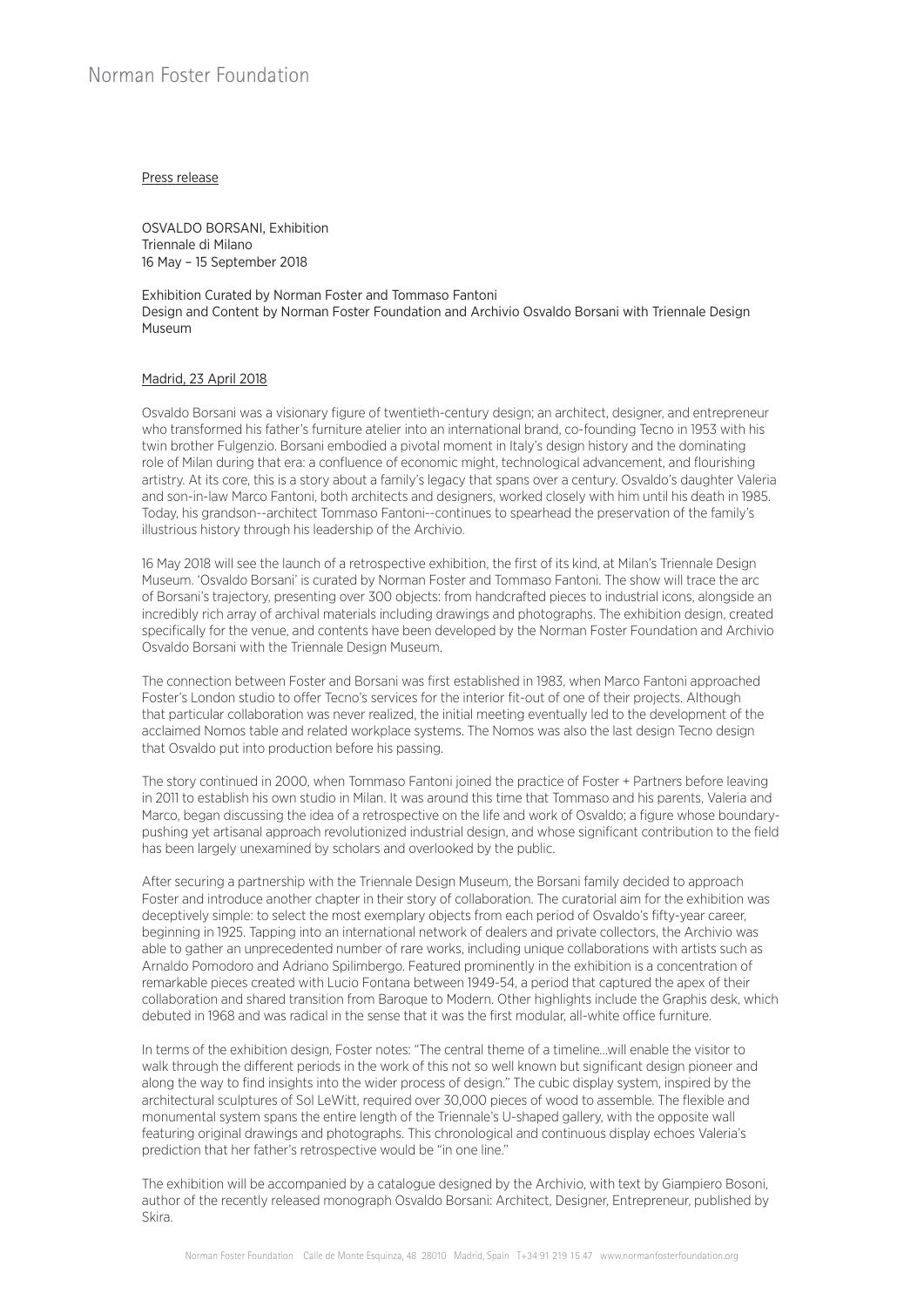Norman Foster Foundation

Press release

OSVALDO BORSANI, Exhibition
Triennale di Milano
16 May – 15 September 2018

Exhibition Curated by Norman Foster and Tommaso Fantoni
Design and Content by Norman Foster Foundation and Archivio Osvaldo Borsani with Triennale Design Museum

Madrid, 23 April 2018

Osvaldo Borsani was a visionary figure of twentieth-century design; an architect, designer, and entrepreneur who transformed his father's furniture atelier into an international brand, co-founding Tecno in 1953 with his twin brother Fulgenzio. Borsani embodied a pivotal moment in Italy's design history and the dominating role of Milan during that era: a confluence of economic might, technological advancement, and flourishing artistry. At its core, this is a story about a family's legacy that spans over a century. Osvaldo's daughter Valeria and son-in-law Marco Fantoni, both architects and designers, worked closely with him until his death in 1985. Today, his grandson--architect Tommaso Fantoni--continues to spearhead the preservation of the family's illustrious history through his leadership of the Archivio.

16 May 2018 will see the launch of a retrospective exhibition, the first of its kind, at Milan's Triennale Design Museum. 'Osvaldo Borsani' is curated by Norman Foster and Tommaso Fantoni. The show will trace the arc of Borsani's trajectory, presenting over 300 objects: from handcrafted pieces to industrial icons, alongside an incredibly rich array of archival materials including drawings and photographs. The exhibition design, created specifically for the venue, and contents have been developed by the Norman Foster Foundation and Archivio Osvaldo Borsani with the Triennale Design Museum.

The connection between Foster and Borsani was first established in 1983, when Marco Fantoni approached Foster's London studio to offer Tecno's services for the interior fit-out of one of their projects. Although that particular collaboration was never realized, the initial meeting eventually led to the development of the acclaimed Nomos table and related workplace systems. The Nomos was also the last design Tecno design that Osvaldo put into production before his passing.

The story continued in 2000, when Tommaso Fantoni joined the practice of Foster + Partners before leaving in 2011 to establish his own studio in Milan. It was around this time that Tommaso and his parents, Valeria and Marco, began discussing the idea of a retrospective on the life and work of Osvaldo; a figure whose boundary-pushing yet artisanal approach revolutionized industrial design, and whose significant contribution to the field has been largely unexamined by scholars and overlooked by the public.

After securing a partnership with the Triennale Design Museum, the Borsani family decided to approach Foster and introduce another chapter in their story of collaboration. The curatorial aim for the exhibition was deceptively simple: to select the most exemplary objects from each period of Osvaldo's fifty-year career, beginning in 1925. Tapping into an international network of dealers and private collectors, the Archivio was able to gather an unprecedented number of rare works, including unique collaborations with artists such as Arnaldo Pomodoro and Adriano Spilimbergo. Featured prominently in the exhibition is a concentration of remarkable pieces created with Lucio Fontana between 1949-54, a period that captured the apex of their collaboration and shared transition from Baroque to Modern. Other highlights include the Graphis desk, which debuted in 1968 and was radical in the sense that it was the first modular, all-white office furniture.

In terms of the exhibition design, Foster notes: "The central theme of a timeline...will enable the visitor to walk through the different periods in the work of this not so well known but significant design pioneer and along the way to find insights into the wider process of design." The cubic display system, inspired by the architectural sculptures of Sol LeWitt, required over 30,000 pieces of wood to assemble. The flexible and monumental system spans the entire length of the Triennale's U-shaped gallery, with the opposite wall featuring original drawings and photographs. This chronological and continuous display echoes Valeria's prediction that her father's retrospective would be "in one line."

The exhibition will be accompanied by a catalogue designed by the Archivio, with text by Giampiero Bosoni, author of the recently released monograph Osvaldo Borsani: Architect, Designer, Entrepreneur, published by Skira.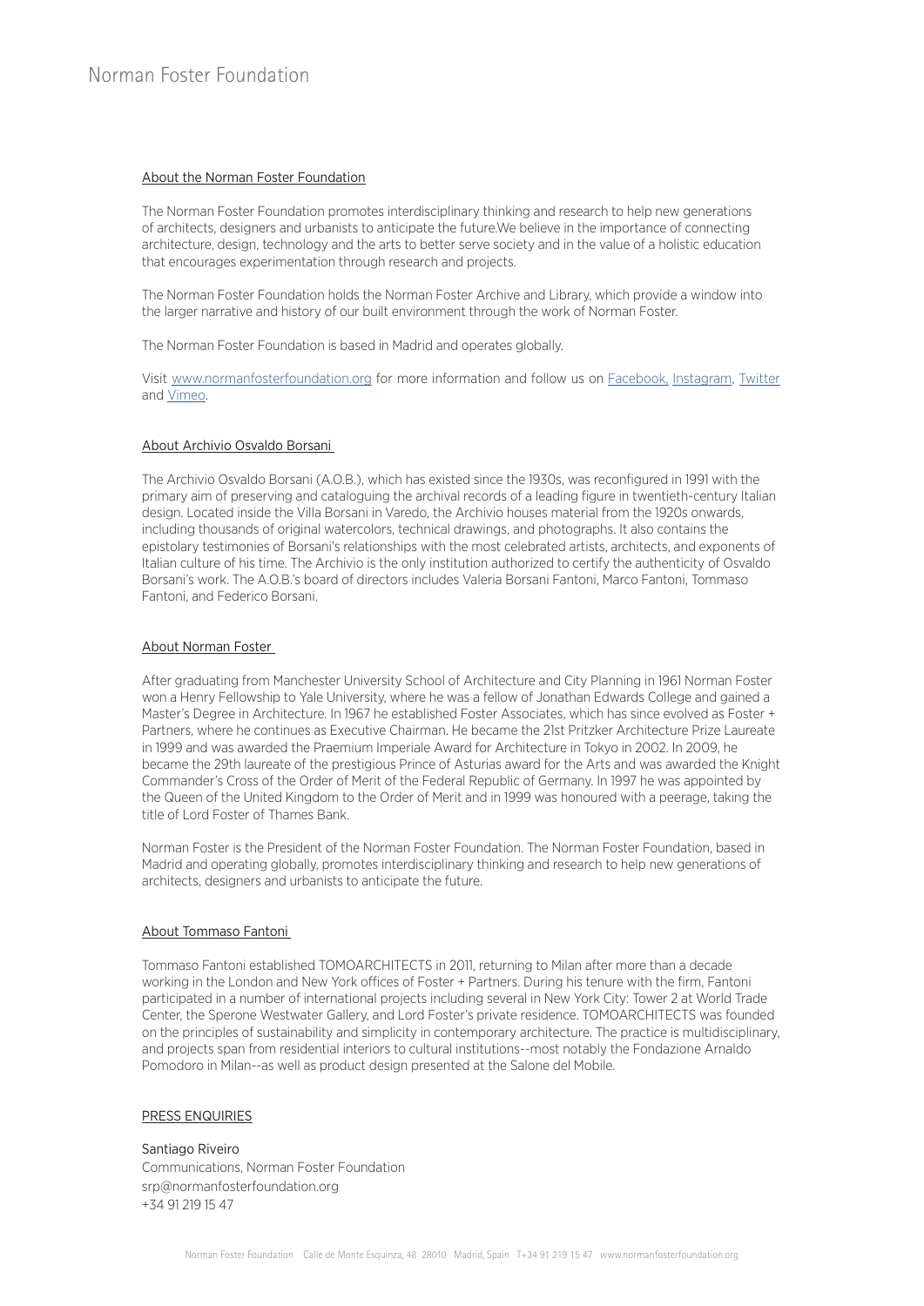## About the Norman Foster Foundation

The Norman Foster Foundation promotes interdisciplinary thinking and research to help new generations of architects, designers and urbanists to anticipate the future.We believe in the importance of connecting architecture, design, technology and the arts to better serve society and in the value of a holistic education that encourages experimentation through research and projects.

The Norman Foster Foundation holds the Norman Foster Archive and Library, which provide a window into the larger narrative and history of our built environment through the work of Norman Foster.

The Norman Foster Foundation is based in Madrid and operates globally.

Visit www.normanfosterfoundation.org for more information and follow us on Facebook, Instagram, Twitter and Vimeo.

## About Archivio Osvaldo Borsani

The Archivio Osvaldo Borsani (A.O.B.), which has existed since the 1930s, was reconfigured in 1991 with the primary aim of preserving and cataloguing the archival records of a leading figure in twentieth-century Italian design. Located inside the Villa Borsani in Varedo, the Archivio houses material from the 1920s onwards, including thousands of original watercolors, technical drawings, and photographs. It also contains the epistolary testimonies of Borsani's relationships with the most celebrated artists, architects, and exponents of Italian culture of his time. The Archivio is the only institution authorized to certify the authenticity of Osvaldo Borsani's work. The A.O.B.'s board of directors includes Valeria Borsani Fantoni, Marco Fantoni, Tommaso Fantoni, and Federico Borsani.

## About Norman Foster

After graduating from Manchester University School of Architecture and City Planning in 1961 Norman Foster won a Henry Fellowship to Yale University, where he was a fellow of Jonathan Edwards College and gained a Master's Degree in Architecture. In 1967 he established Foster Associates, which has since evolved as Foster + Partners, where he continues as Executive Chairman. He became the 21st Pritzker Architecture Prize Laureate in 1999 and was awarded the Praemium Imperiale Award for Architecture in Tokyo in 2002. In 2009, he became the 29th laureate of the prestigious Prince of Asturias award for the Arts and was awarded the Knight Commander's Cross of the Order of Merit of the Federal Republic of Germany. In 1997 he was appointed by the Queen of the United Kingdom to the Order of Merit and in 1999 was honoured with a peerage, taking the title of Lord Foster of Thames Bank.

Norman Foster is the President of the Norman Foster Foundation. The Norman Foster Foundation, based in Madrid and operating globally, promotes interdisciplinary thinking and research to help new generations of architects, designers and urbanists to anticipate the future.

## About Tommaso Fantoni

Tommaso Fantoni established TOMOARCHITECTS in 2011, returning to Milan after more than a decade working in the London and New York offices of Foster + Partners. During his tenure with the firm, Fantoni participated in a number of international projects including several in New York City: Tower 2 at World Trade Center, the Sperone Westwater Gallery, and Lord Foster's private residence. TOMOARCHITECTS was founded on the principles of sustainability and simplicity in contemporary architecture. The practice is multidisciplinary, and projects span from residential interiors to cultural institutions--most notably the Fondazione Arnaldo Pomodoro in Milan--as well as product design presented at the Salone del Mobile.

## PRESS ENQUIRIES

Santiago Riveiro
Communications, Norman Foster Foundation
srp@normanfosterfoundation.org
+34 91 219 15 47